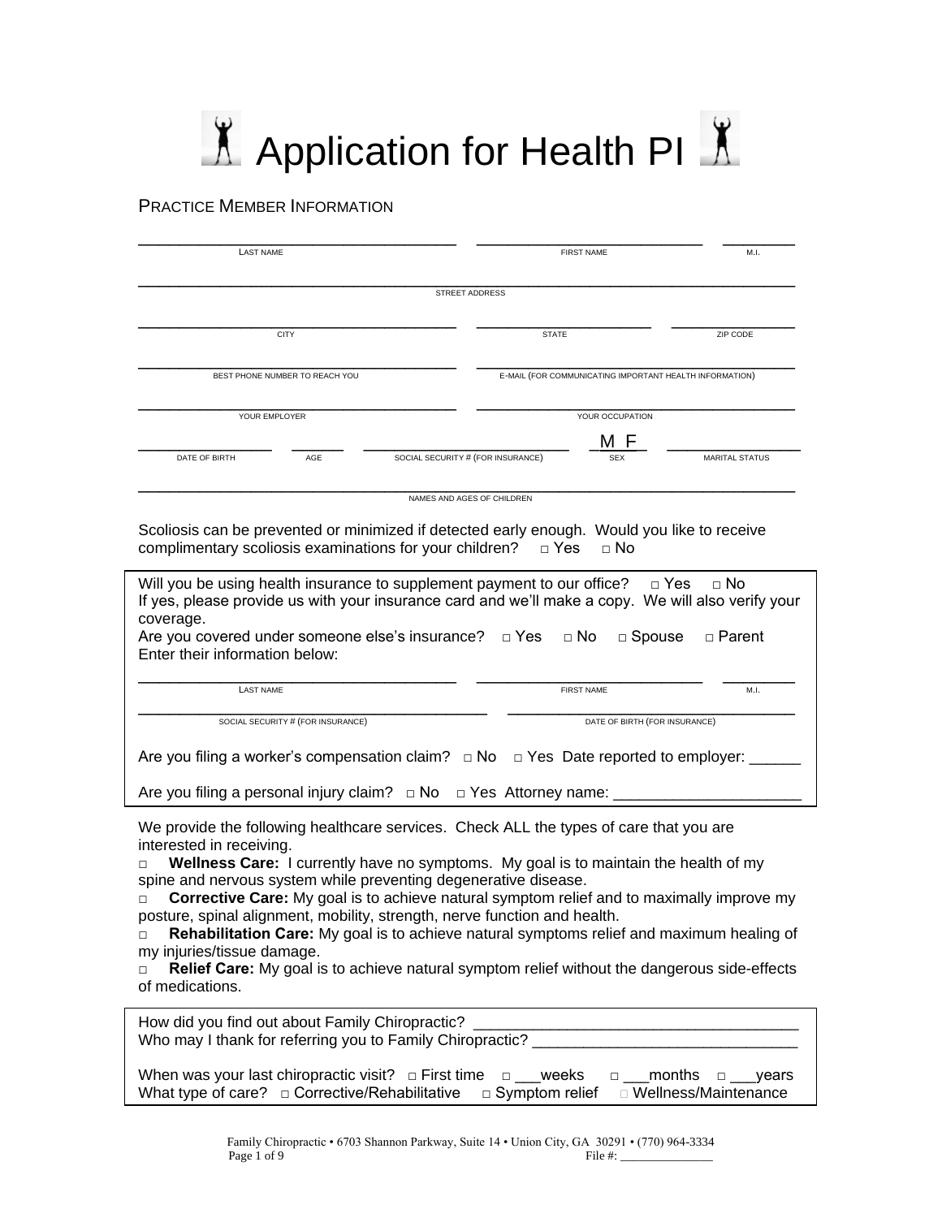# Application for Health PI

## Practice Member Information

_________________________ _________________________ ________
LAST NAME FIRST NAME M.I.

_____________________________________________________________
STREET ADDRESS

_________________________ _________________________ ________
CITY STATE ZIP CODE

_________________________ _________________________
BEST PHONE NUMBER TO REACH YOU E-MAIL (FOR COMMUNICATING IMPORTANT HEALTH INFORMATION)

_________________________ _________________________
YOUR EMPLOYER YOUR OCCUPATION

__________ ______ __________________ M F __________
DATE OF BIRTH AGE SOCIAL SECURITY # (FOR INSURANCE) SEX MARITAL STATUS

_____________________________________________________________
NAMES AND AGES OF CHILDREN

Scoliosis can be prevented or minimized if detected early enough. Would you like to receive complimentary scoliosis examinations for your children? □ Yes □ No

Will you be using health insurance to supplement payment to our office? □ Yes □ No
If yes, please provide us with your insurance card and we'll make a copy. We will also verify your coverage.
Are you covered under someone else's insurance? □ Yes □ No □ Spouse □ Parent
Enter their information below:

_________________________ _________________________ ________
LAST NAME FIRST NAME M.I.

_________________________ _________________________
SOCIAL SECURITY # (FOR INSURANCE) DATE OF BIRTH (FOR INSURANCE)

Are you filing a worker's compensation claim? □ No □ Yes Date reported to employer: ______

Are you filing a personal injury claim? □ No □ Yes Attorney name: ______________________

We provide the following healthcare services. Check ALL the types of care that you are interested in receiving.

□ **Wellness Care:** I currently have no symptoms. My goal is to maintain the health of my spine and nervous system while preventing degenerative disease.

□ **Corrective Care:** My goal is to achieve natural symptom relief and to maximally improve my posture, spinal alignment, mobility, strength, nerve function and health.

□ **Rehabilitation Care:** My goal is to achieve natural symptoms relief and maximum healing of my injuries/tissue damage.

□ **Relief Care:** My goal is to achieve natural symptom relief without the dangerous side-effects of medications.

How did you find out about Family Chiropractic? _______________________________________
Who may I thank for referring you to Family Chiropractic? _______________________________

When was your last chiropractic visit? □ First time □ ___weeks □ ___months □ ___years
What type of care? □ Corrective/Rehabilitative □ Symptom relief □ Wellness/Maintenance

Family Chiropractic • 6703 Shannon Parkway, Suite 14 • Union City, GA 30291 • (770) 964-3334
File #: _______________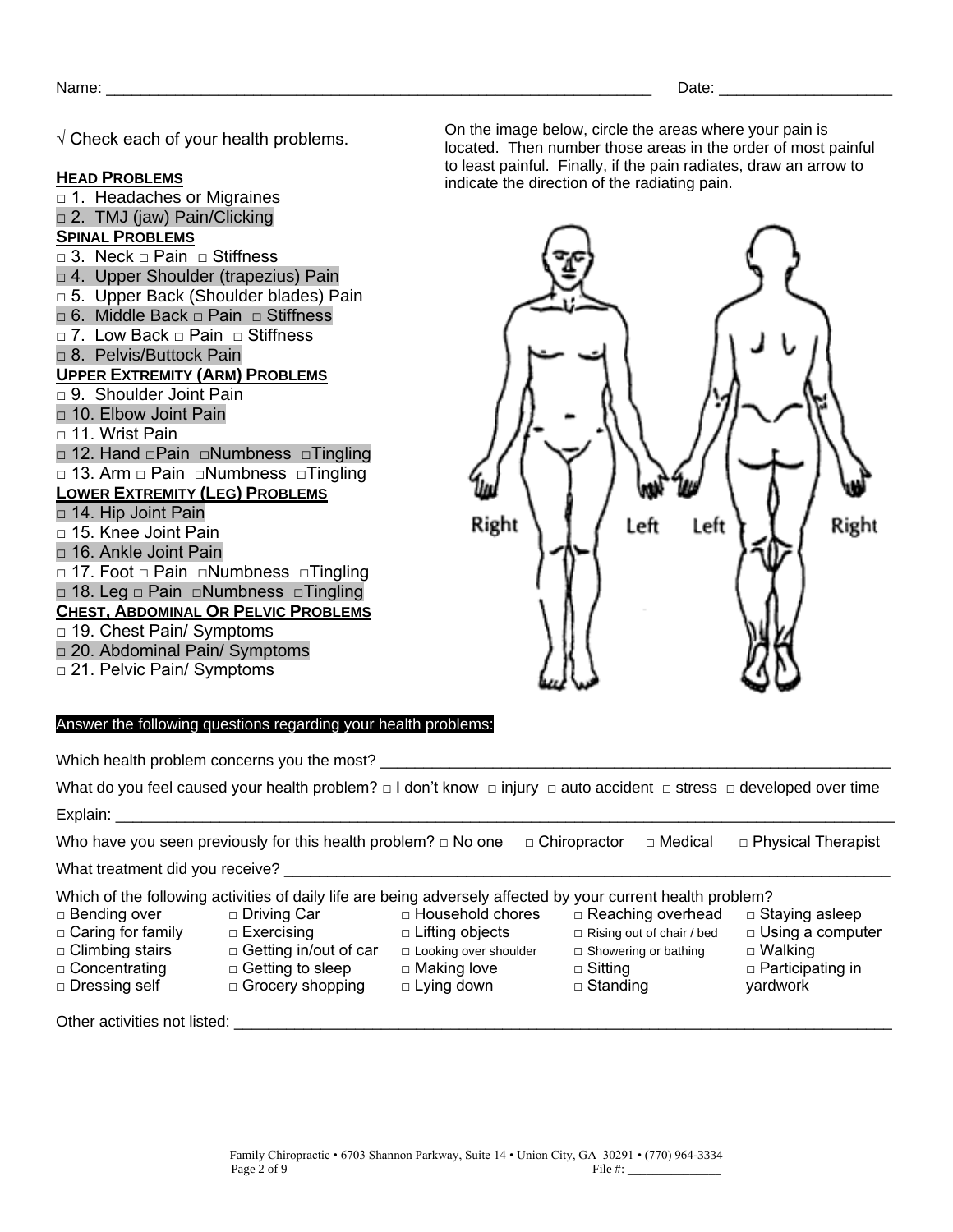Name: ______________________________________________________________ Date: ____________________

√ Check each of your health problems.

**HEAD PROBLEMS**

- □ 1. Headaches or Migraines
- □ 2. TMJ (jaw) Pain/Clicking

**SPINAL PROBLEMS**

- □ 3. Neck □ Pain □ Stiffness
- □ 4. Upper Shoulder (trapezius) Pain
- □ 5. Upper Back (Shoulder blades) Pain
- □ 6. Middle Back □ Pain □ Stiffness
- □ 7. Low Back □ Pain □ Stiffness
- □ 8. Pelvis/Buttock Pain

**UPPER EXTREMITY (ARM) PROBLEMS**

- □ 9. Shoulder Joint Pain
- □ 10. Elbow Joint Pain
- □ 11. Wrist Pain
- □ 12. Hand □Pain □Numbness □Tingling
- □ 13. Arm □ Pain □Numbness □Tingling

**LOWER EXTREMITY (LEG) PROBLEMS**

- □ 14. Hip Joint Pain
- □ 15. Knee Joint Pain
- □ 16. Ankle Joint Pain
- □ 17. Foot □ Pain □Numbness □Tingling
- □ 18. Leg □ Pain □Numbness □Tingling

**CHEST, ABDOMINAL OR PELVIC PROBLEMS**

- □ 19. Chest Pain/ Symptoms
- □ 20. Abdominal Pain/ Symptoms
- □ 21. Pelvic Pain/ Symptoms

On the image below, circle the areas where your pain is located. Then number those areas in the order of most painful to least painful. Finally, if the pain radiates, draw an arrow to indicate the direction of the radiating pain.

Right Left Left Right

**Answer the following questions regarding your health problems:**

Which health problem concerns you the most? ____________________________________________________________

What do you feel caused your health problem? □ I don't know □ injury □ auto accident □ stress □ developed over time

Explain: ____________________________________________________________________________________________

Who have you seen previously for this health problem? □ No one □ Chiropractor □ Medical □ Physical Therapist

What treatment did you receive? _________________________________________________________________________

Which of the following activities of daily life are being adversely affected by your current health problem?

| | | | | |
|---|---|---|---|---|
| □ Bending over | □ Driving Car | □ Household chores | □ Reaching overhead | □ Staying asleep |
| □ Caring for family | □ Exercising | □ Lifting objects | □ Rising out of chair / bed | □ Using a computer |
| □ Climbing stairs | □ Getting in/out of car | □ Looking over shoulder | □ Showering or bathing | □ Walking |
| □ Concentrating | □ Getting to sleep | □ Making love | □ Sitting | □ Participating in yardwork |
| □ Dressing self | □ Grocery shopping | □ Lying down | □ Standing | |

Other activities not listed: ______________________________________________________________________________

Family Chiropractic • 6703 Shannon Parkway, Suite 14 • Union City, GA 30291 • (770) 964-3334

File #: _______________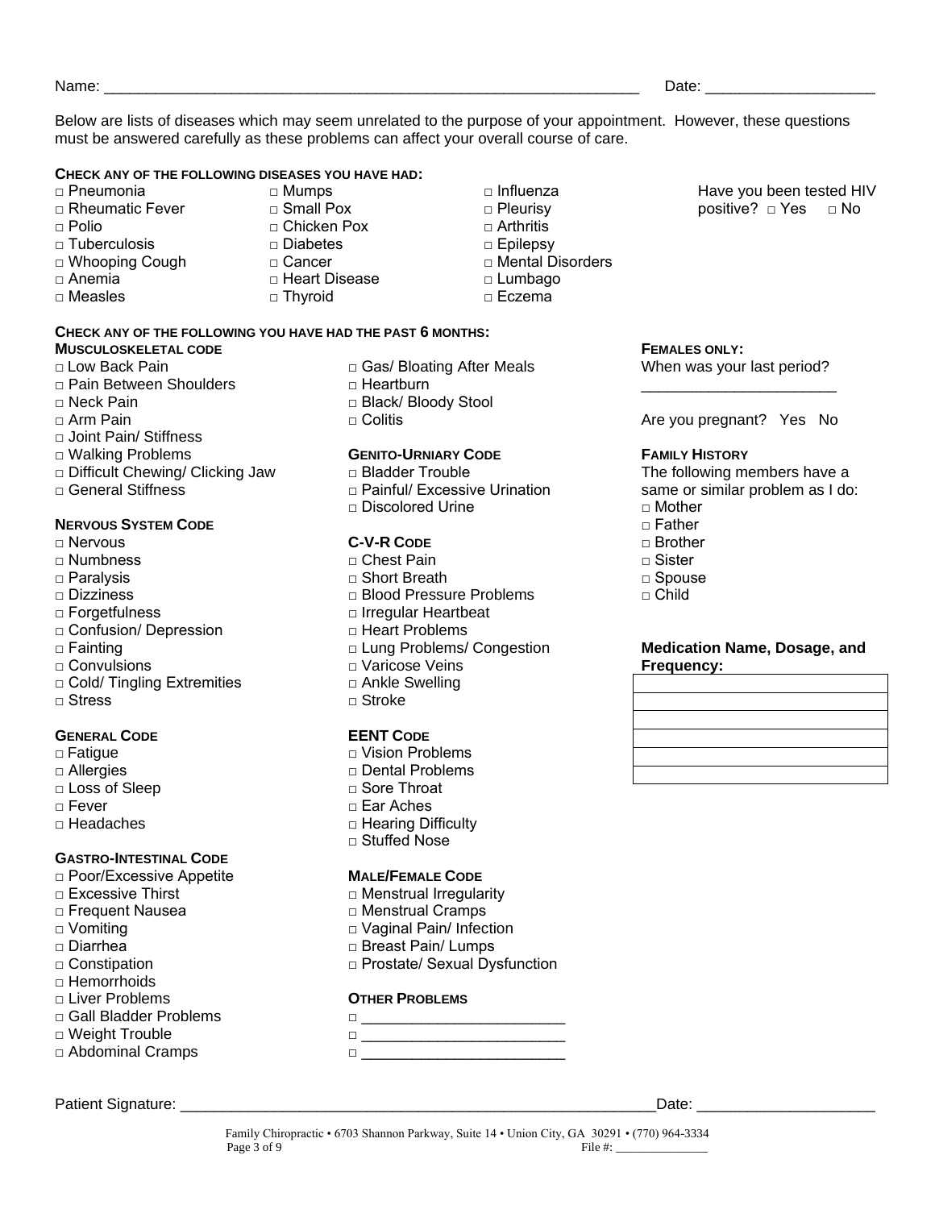Name: ____________________________________________________________ Date: ____________________

Below are lists of diseases which may seem unrelated to the purpose of your appointment. However, these questions must be answered carefully as these problems can affect your overall course of care.

**CHECK ANY OF THE FOLLOWING DISEASES YOU HAVE HAD:**

- □ Pneumonia
- □ Rheumatic Fever
- □ Polio
- □ Tuberculosis
- □ Whooping Cough
- □ Anemia
- □ Measles
- □ Mumps
- □ Small Pox
- □ Chicken Pox
- □ Diabetes
- □ Cancer
- □ Heart Disease
- □ Thyroid
- □ Influenza
- □ Pleurisy
- □ Arthritis
- □ Epilepsy
- □ Mental Disorders
- □ Lumbago
- □ Eczema

Have you been tested HIV positive? □ Yes □ No

**CHECK ANY OF THE FOLLOWING YOU HAVE HAD THE PAST 6 MONTHS:**

**MUSCULOSKELETAL CODE**

- □ Low Back Pain
- □ Pain Between Shoulders
- □ Neck Pain
- □ Arm Pain
- □ Joint Pain/ Stiffness
- □ Walking Problems
- □ Difficult Chewing/ Clicking Jaw
- □ General Stiffness

**NERVOUS SYSTEM CODE**

- □ Nervous
- □ Numbness
- □ Paralysis
- □ Dizziness
- □ Forgetfulness
- □ Confusion/ Depression
- □ Fainting
- □ Convulsions
- □ Cold/ Tingling Extremities
- □ Stress

**GENERAL CODE**

- □ Fatigue
- □ Allergies
- □ Loss of Sleep
- □ Fever
- □ Headaches

**GASTRO-INTESTINAL CODE**

- □ Poor/Excessive Appetite
- □ Excessive Thirst
- □ Frequent Nausea
- □ Vomiting
- □ Diarrhea
- □ Constipation
- □ Hemorrhoids
- □ Liver Problems
- □ Gall Bladder Problems
- □ Weight Trouble
- □ Abdominal Cramps
- □ Gas/ Bloating After Meals
- □ Heartburn
- □ Black/ Bloody Stool
- □ Colitis

**GENITO-URNIARY CODE**

- □ Bladder Trouble
- □ Painful/ Excessive Urination
- □ Discolored Urine

**C-V-R CODE**

- □ Chest Pain
- □ Short Breath
- □ Blood Pressure Problems
- □ Irregular Heartbeat
- □ Heart Problems
- □ Lung Problems/ Congestion
- □ Varicose Veins
- □ Ankle Swelling
- □ Stroke

**EENT CODE**

- □ Vision Problems
- □ Dental Problems
- □ Sore Throat
- □ Ear Aches
- □ Hearing Difficulty
- □ Stuffed Nose

**MALE/FEMALE CODE**

- □ Menstrual Irregularity
- □ Menstrual Cramps
- □ Vaginal Pain/ Infection
- □ Breast Pain/ Lumps
- □ Prostate/ Sexual Dysfunction

**OTHER PROBLEMS**

- □ ________________________
- □ ________________________
- □ ________________________

**FEMALES ONLY:**

When was your last period?

______________________

Are you pregnant? Yes No

**FAMILY HISTORY**

The following members have a same or similar problem as I do:

- □ Mother
- □ Father
- □ Brother
- □ Sister
- □ Spouse
- □ Child

**Medication Name, Dosage, and Frequency:**

| |
|---|
| |
| |
| |
| |
| |
| |

Patient Signature: ________________________________________________________ Date: ____________________

Family Chiropractic • 6703 Shannon Parkway, Suite 14 • Union City, GA 30291 • (770) 964-3334

File #: ______________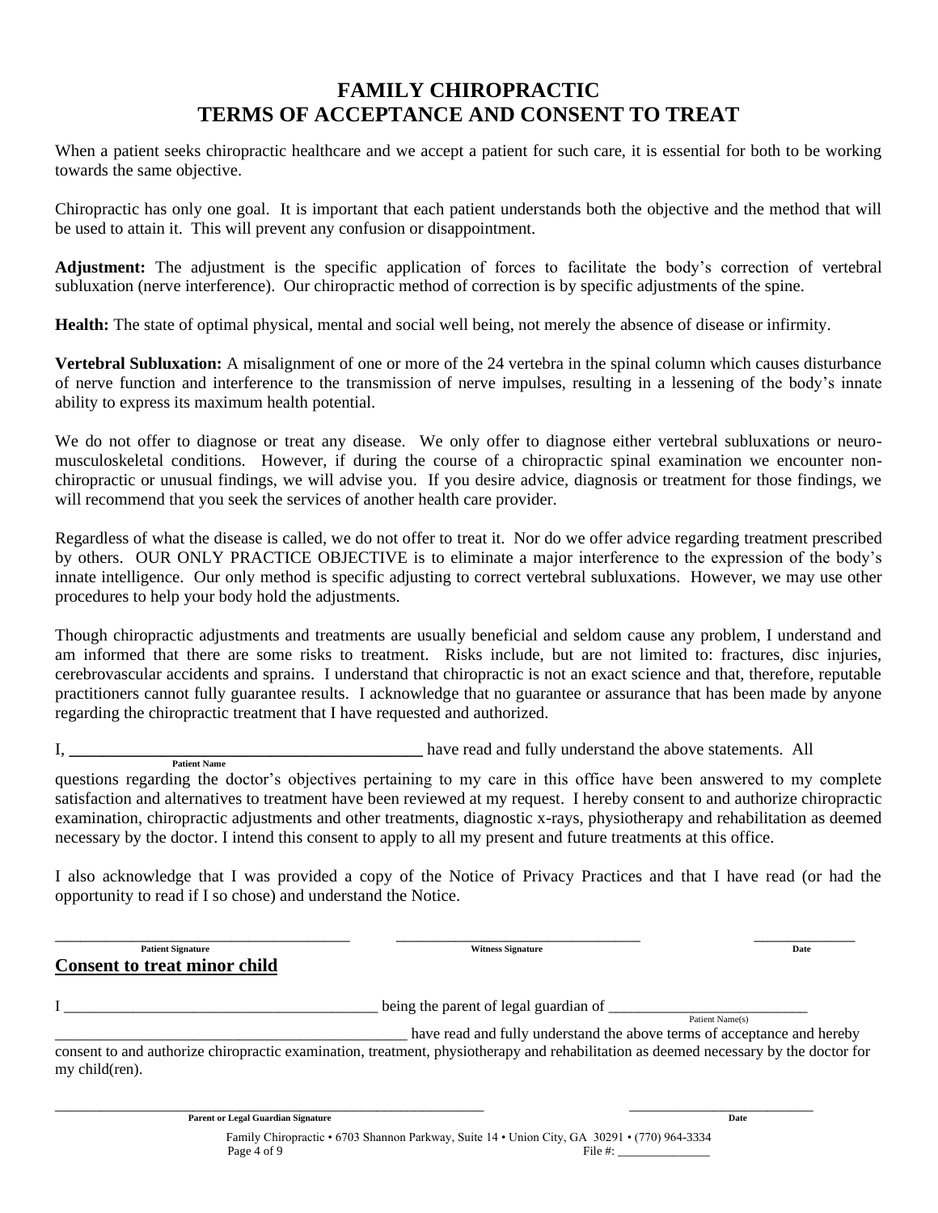# FAMILY CHIROPRACTIC
# TERMS OF ACCEPTANCE AND CONSENT TO TREAT

When a patient seeks chiropractic healthcare and we accept a patient for such care, it is essential for both to be working towards the same objective.

Chiropractic has only one goal. It is important that each patient understands both the objective and the method that will be used to attain it. This will prevent any confusion or disappointment.

**Adjustment:** The adjustment is the specific application of forces to facilitate the body's correction of vertebral subluxation (nerve interference). Our chiropractic method of correction is by specific adjustments of the spine.

**Health:** The state of optimal physical, mental and social well being, not merely the absence of disease or infirmity.

**Vertebral Subluxation:** A misalignment of one or more of the 24 vertebra in the spinal column which causes disturbance of nerve function and interference to the transmission of nerve impulses, resulting in a lessening of the body's innate ability to express its maximum health potential.

We do not offer to diagnose or treat any disease. We only offer to diagnose either vertebral subluxations or neuro-musculoskeletal conditions. However, if during the course of a chiropractic spinal examination we encounter non-chiropractic or unusual findings, we will advise you. If you desire advice, diagnosis or treatment for those findings, we will recommend that you seek the services of another health care provider.

Regardless of what the disease is called, we do not offer to treat it. Nor do we offer advice regarding treatment prescribed by others. OUR ONLY PRACTICE OBJECTIVE is to eliminate a major interference to the expression of the body's innate intelligence. Our only method is specific adjusting to correct vertebral subluxations. However, we may use other procedures to help your body hold the adjustments.

Though chiropractic adjustments and treatments are usually beneficial and seldom cause any problem, I understand and am informed that there are some risks to treatment. Risks include, but are not limited to: fractures, disc injuries, cerebrovascular accidents and sprains. I understand that chiropractic is not an exact science and that, therefore, reputable practitioners cannot fully guarantee results. I acknowledge that no guarantee or assurance that has been made by anyone regarding the chiropractic treatment that I have requested and authorized.

I, ___________________________________________ have read and fully understand the above statements. All
Patient Name

questions regarding the doctor's objectives pertaining to my care in this office have been answered to my complete satisfaction and alternatives to treatment have been reviewed at my request. I hereby consent to and authorize chiropractic examination, chiropractic adjustments and other treatments, diagnostic x-rays, physiotherapy and rehabilitation as deemed necessary by the doctor. I intend this consent to apply to all my present and future treatments at this office.

I also acknowledge that I was provided a copy of the Notice of Privacy Practices and that I have read (or had the opportunity to read if I so chose) and understand the Notice.

_____________________________________ _________________________________ ______________
Patient Signature Witness Signature Date

## Consent to treat minor child

I __________________________________________ being the parent of legal guardian of ___________________________
Patient Name(s)

_______________________________________________ have read and fully understand the above terms of acceptance and hereby consent to and authorize chiropractic examination, treatment, physiotherapy and rehabilitation as deemed necessary by the doctor for my child(ren).

_____________________________________________________________ __________________________
Parent or Legal Guardian Signature Date

Family Chiropractic • 6703 Shannon Parkway, Suite 14 • Union City, GA 30291 • (770) 964-3334

File #: _______________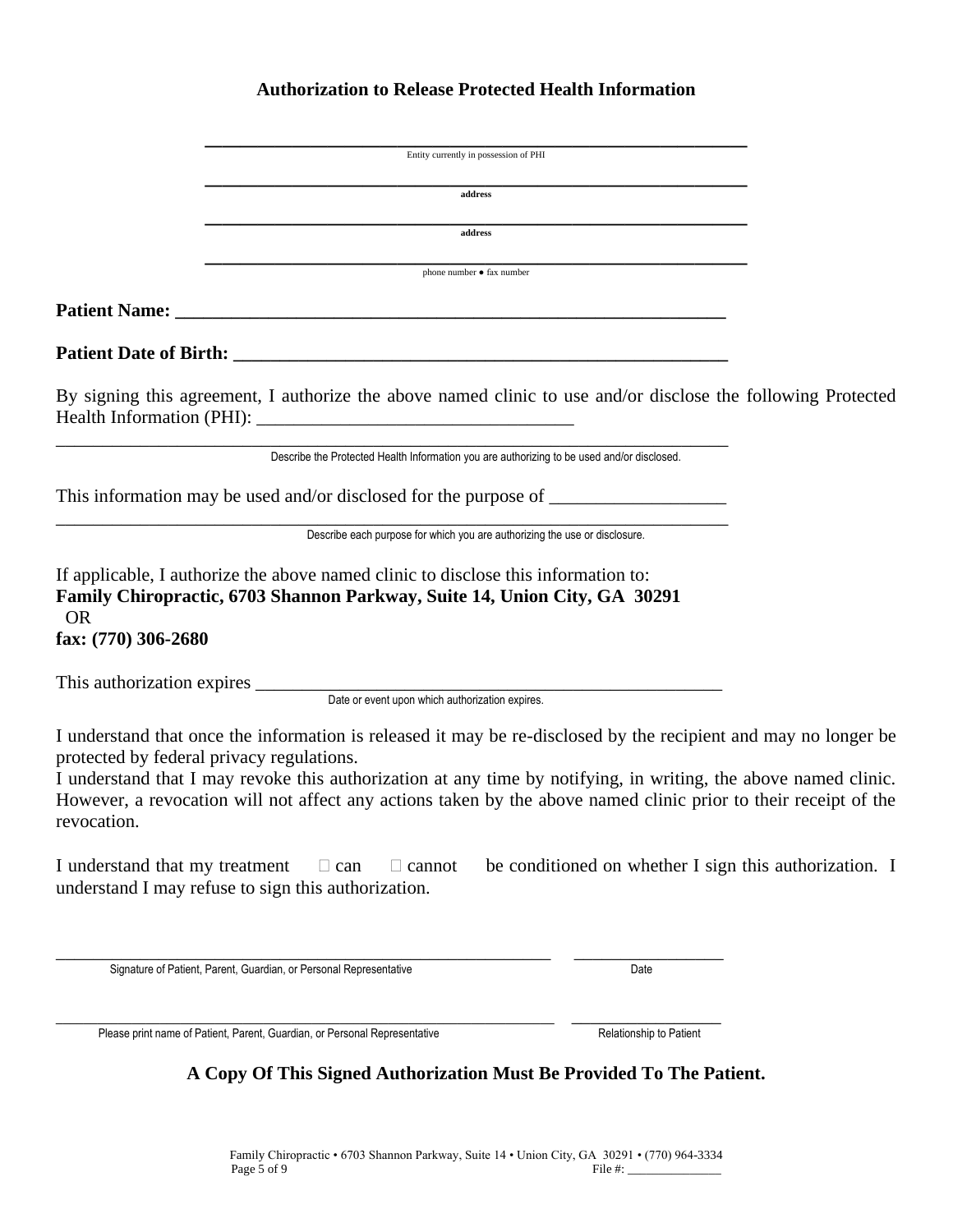## Authorization to Release Protected Health Information

______________________________________________
Entity currently in possession of PHI

______________________________________________
**address**

______________________________________________
**address**

______________________________________________
phone number ● fax number

**Patient Name: ___________________________________________________________**

**Patient Date of Birth: ______________________________________________________**

By signing this agreement, I authorize the above named clinic to use and/or disclose the following Protected Health Information (PHI): ___________________________________

_______________________________________________________________________________
Describe the Protected Health Information you are authorizing to be used and/or disclosed.

This information may be used and/or disclosed for the purpose of ___________________

_______________________________________________________________________________
Describe each purpose for which you are authorizing the use or disclosure.

If applicable, I authorize the above named clinic to disclose this information to:
**Family Chiropractic, 6703 Shannon Parkway, Suite 14, Union City, GA 30291**
OR
**fax: (770) 306-2680**

This authorization expires _____________________________________________________
Date or event upon which authorization expires.

I understand that once the information is released it may be re-disclosed by the recipient and may no longer be protected by federal privacy regulations.
I understand that I may revoke this authorization at any time by notifying, in writing, the above named clinic. However, a revocation will not affect any actions taken by the above named clinic prior to their receipt of the revocation.

I understand that my treatment ☐ can ☐ cannot be conditioned on whether I sign this authorization. I understand I may refuse to sign this authorization.

_______________________________________________________________ ___________________
Signature of Patient, Parent, Guardian, or Personal Representative — Date

_______________________________________________________________ ___________________
Please print name of Patient, Parent, Guardian, or Personal Representative — Relationship to Patient

**A Copy Of This Signed Authorization Must Be Provided To The Patient.**

Family Chiropractic • 6703 Shannon Parkway, Suite 14 • Union City, GA 30291 • (770) 964-3334
File #: _______________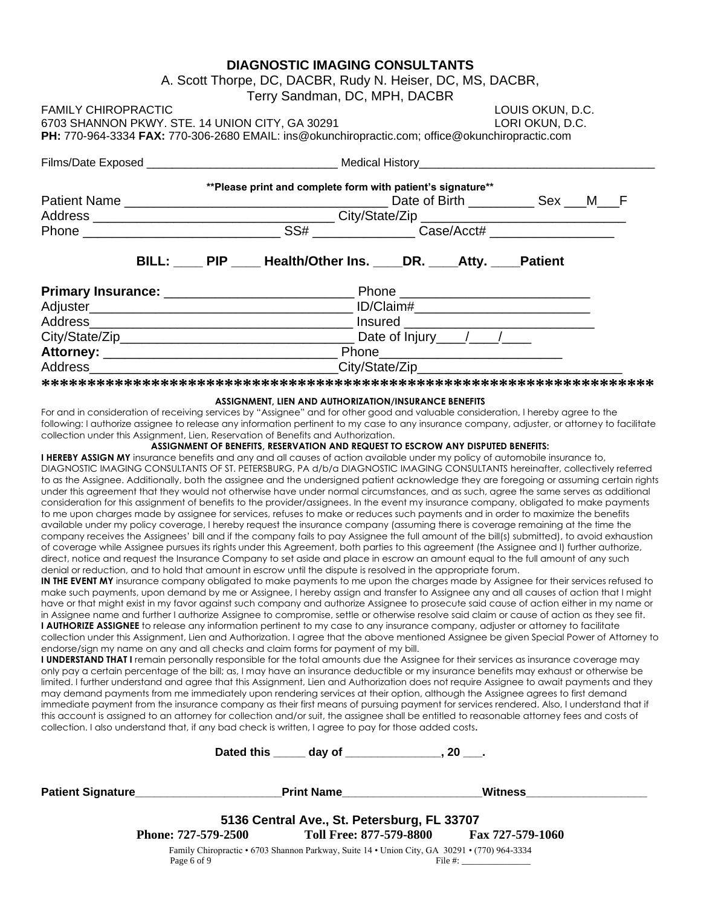# DIAGNOSTIC IMAGING CONSULTANTS

A. Scott Thorpe, DC, DACBR, Rudy N. Heiser, DC, MS, DACBR,
Terry Sandman, DC, MPH, DACBR

FAMILY CHIROPRACTIC — LOUIS OKUN, D.C.
6703 SHANNON PKWY. STE. 14 UNION CITY, GA 30291 — LORI OKUN, D.C.
**PH:** 770-964-3334 **FAX:** 770-306-2680 EMAIL: ins@okunchiropractic.com; office@okunchiropractic.com

Films/Date Exposed ______________________________ Medical History____________________________________

**\*\*Please print and complete form with patient's signature\*\***

Patient Name ___________________________________ Date of Birth _________ Sex ___M___F
Address _________________________________ City/State/Zip ____________________________
Phone ___________________________ SS# ______________ Case/Acct# _________________

**BILL: ____ PIP ____ Health/Other Ins. ____DR. ____Atty. ____Patient**

**Primary Insurance:** _________________________ Phone _________________________
Adjuster___________________________________ ID/Claim#________________________
Address___________________________________ Insured _________________________
City/State/Zip_______________________________ Date of Injury____/____/____
**Attorney:** _______________________________ Phone________________________
Address_________________________________City/State/Zip____________________________

**\*\*\*\*\*\*\*\*\*\*\*\*\*\*\*\*\*\*\*\*\*\*\*\*\*\*\*\*\*\*\*\*\*\*\*\*\*\*\*\*\*\*\*\*\*\*\*\*\*\*\*\*\*\*\*\*\*\*\*\*\*\*\*\*\*\*\***

**ASSIGNMENT, LIEN AND AUTHORIZATION/INSURANCE BENEFITS**

For and in consideration of receiving services by "Assignee" and for other good and valuable consideration, I hereby agree to the following: I authorize assignee to release any information pertinent to my case to any insurance company, adjuster, or attorney to facilitate collection under this Assignment, Lien, Reservation of Benefits and Authorization.

**ASSIGNMENT OF BENEFITS, RESERVATION AND REQUEST TO ESCROW ANY DISPUTED BENEFITS:**

**I HEREBY ASSIGN MY** insurance benefits and any and all causes of action available under my policy of automobile insurance to, DIAGNOSTIC IMAGING CONSULTANTS OF ST. PETERSBURG, PA d/b/a DIAGNOSTIC IMAGING CONSULTANTS hereinafter, collectively referred to as the Assignee. Additionally, both the assignee and the undersigned patient acknowledge they are foregoing or assuming certain rights under this agreement that they would not otherwise have under normal circumstances, and as such, agree the same serves as additional consideration for this assignment of benefits to the provider/assignees. In the event my insurance company, obligated to make payments to me upon charges made by assignee for services, refuses to make or reduces such payments and in order to maximize the benefits available under my policy coverage, I hereby request the insurance company (assuming there is coverage remaining at the time the company receives the Assignees' bill and if the company fails to pay Assignee the full amount of the bill(s) submitted), to avoid exhaustion of coverage while Assignee pursues its rights under this Agreement, both parties to this agreement (the Assignee and I) further authorize, direct, notice and request the Insurance Company to set aside and place in escrow an amount equal to the full amount of any such denial or reduction, and to hold that amount in escrow until the dispute is resolved in the appropriate forum.

**IN THE EVENT MY** insurance company obligated to make payments to me upon the charges made by Assignee for their services refused to make such payments, upon demand by me or Assignee, I hereby assign and transfer to Assignee any and all causes of action that I might have or that might exist in my favor against such company and authorize Assignee to prosecute said cause of action either in my name or in Assignee name and further I authorize Assignee to compromise, settle or otherwise resolve said claim or cause of action as they see fit.

**I AUTHORIZE ASSIGNEE** to release any information pertinent to my case to any insurance company, adjuster or attorney to facilitate collection under this Assignment, Lien and Authorization. I agree that the above mentioned Assignee be given Special Power of Attorney to endorse/sign my name on any and all checks and claim forms for payment of my bill.

**I UNDERSTAND THAT I** remain personally responsible for the total amounts due the Assignee for their services as insurance coverage may only pay a certain percentage of the bill; as, I may have an insurance deductible or my insurance benefits may exhaust or otherwise be limited. I further understand and agree that this Assignment, Lien and Authorization does not require Assignee to await payments and they may demand payments from me immediately upon rendering services at their option, although the Assignee agrees to first demand immediate payment from the insurance company as their first means of pursuing payment for services rendered. Also, I understand that if this account is assigned to an attorney for collection and/or suit, the assignee shall be entitled to reasonable attorney fees and costs of collection. I also understand that, if any bad check is written, I agree to pay for those added costs.

**Dated this _____ day of _______________, 20 ___.**

**Patient Signature**_______________________**Print Name**_____________________**Witness**___________________

**5136 Central Ave., St. Petersburg, FL 33707**

**Phone: 727-579-2500** **Toll Free: 877-579-8800** **Fax 727-579-1060**

Family Chiropractic • 6703 Shannon Parkway, Suite 14 • Union City, GA 30291 • (770) 964-3334

File #: ______________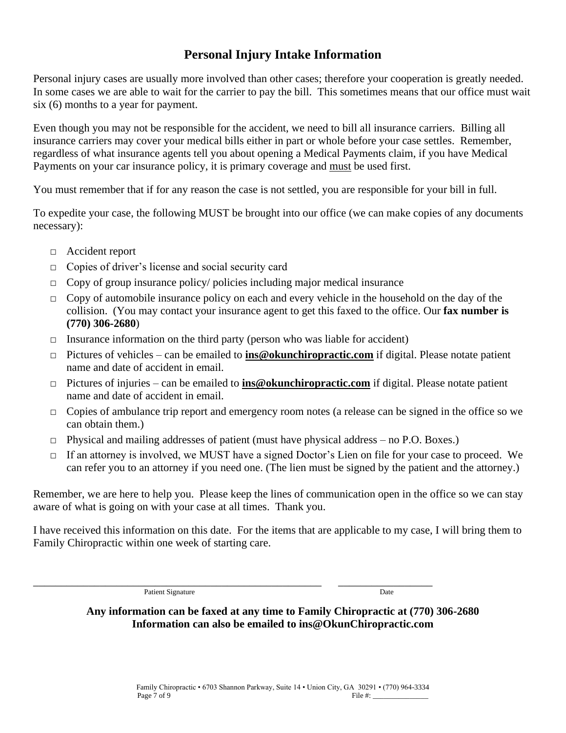# Personal Injury Intake Information

Personal injury cases are usually more involved than other cases; therefore your cooperation is greatly needed. In some cases we are able to wait for the carrier to pay the bill. This sometimes means that our office must wait six (6) months to a year for payment.

Even though you may not be responsible for the accident, we need to bill all insurance carriers. Billing all insurance carriers may cover your medical bills either in part or whole before your case settles. Remember, regardless of what insurance agents tell you about opening a Medical Payments claim, if you have Medical Payments on your car insurance policy, it is primary coverage and must be used first.

You must remember that if for any reason the case is not settled, you are responsible for your bill in full.

To expedite your case, the following MUST be brought into our office (we can make copies of any documents necessary):

- □ Accident report
- □ Copies of driver's license and social security card
- □ Copy of group insurance policy/ policies including major medical insurance
- □ Copy of automobile insurance policy on each and every vehicle in the household on the day of the collision. (You may contact your insurance agent to get this faxed to the office. Our **fax number is (770) 306-2680**)
- □ Insurance information on the third party (person who was liable for accident)
- □ Pictures of vehicles – can be emailed to **ins@okunchiropractic.com** if digital. Please notate patient name and date of accident in email.
- □ Pictures of injuries – can be emailed to **ins@okunchiropractic.com** if digital. Please notate patient name and date of accident in email.
- □ Copies of ambulance trip report and emergency room notes (a release can be signed in the office so we can obtain them.)
- □ Physical and mailing addresses of patient (must have physical address – no P.O. Boxes.)
- □ If an attorney is involved, we MUST have a signed Doctor's Lien on file for your case to proceed. We can refer you to an attorney if you need one. (The lien must be signed by the patient and the attorney.)

Remember, we are here to help you. Please keep the lines of communication open in the office so we can stay aware of what is going on with your case at all times. Thank you.

I have received this information on this date. For the items that are applicable to my case, I will bring them to Family Chiropractic within one week of starting care.

\_\_\_\_\_\_\_\_\_\_\_\_\_\_\_\_\_\_\_\_\_\_\_\_\_\_\_\_\_\_\_\_\_\_\_\_\_\_\_\_ Patient Signature

\_\_\_\_\_\_\_\_\_\_\_\_\_\_\_\_\_\_\_\_ Date

**Any information can be faxed at any time to Family Chiropractic at (770) 306-2680**
**Information can also be emailed to ins@OkunChiropractic.com**

Family Chiropractic • 6703 Shannon Parkway, Suite 14 • Union City, GA 30291 • (770) 964-3334

File #: \_\_\_\_\_\_\_\_\_\_\_\_\_\_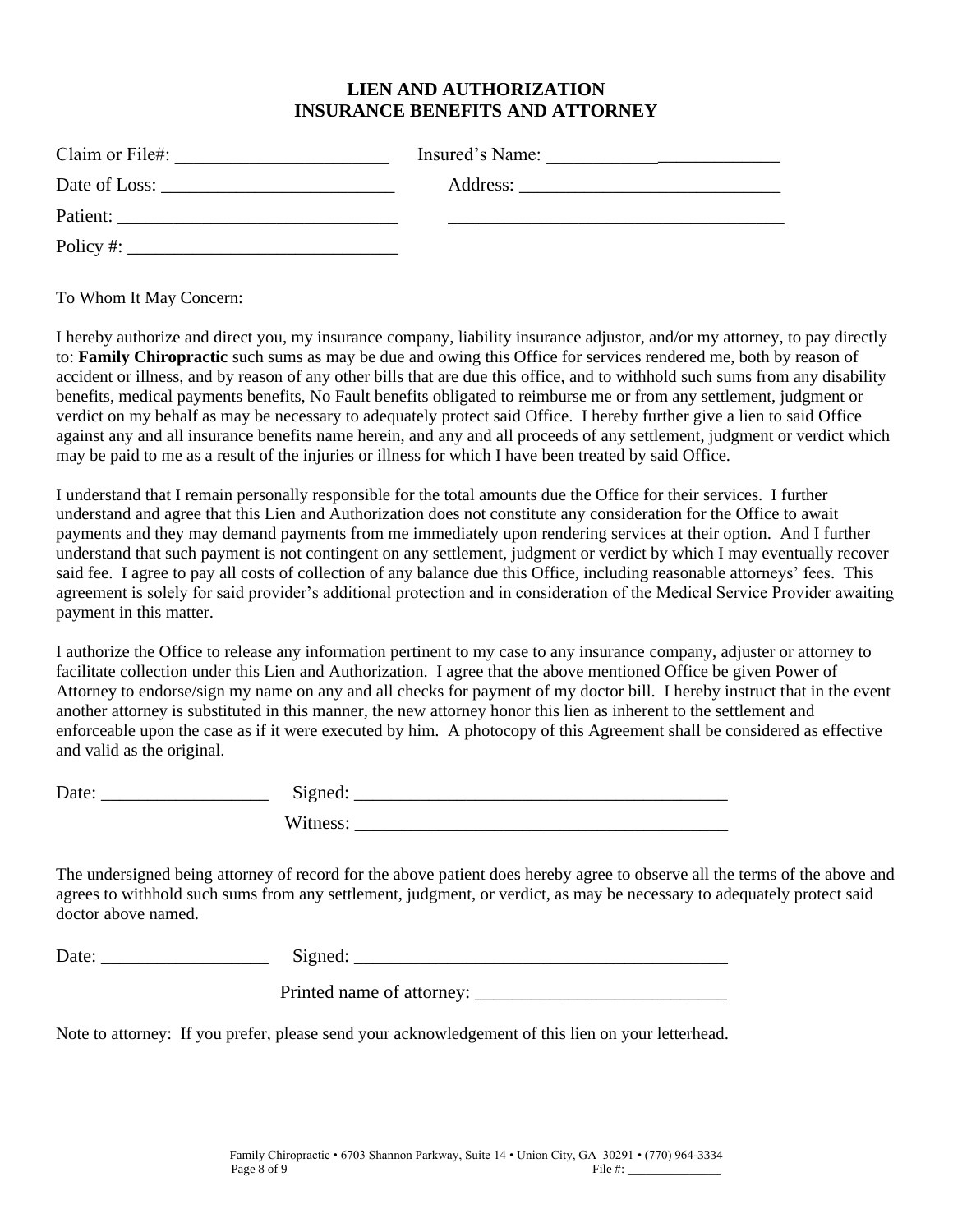# LIEN AND AUTHORIZATION
# INSURANCE BENEFITS AND ATTORNEY

Claim or File#: _______________________ Insured's Name: _________________________

Date of Loss: ________________________ Address: ____________________________

Patient: _____________________________ ____________________________________

Policy #: ____________________________

To Whom It May Concern:

I hereby authorize and direct you, my insurance company, liability insurance adjustor, and/or my attorney, to pay directly to: **Family Chiropractic** such sums as may be due and owing this Office for services rendered me, both by reason of accident or illness, and by reason of any other bills that are due this office, and to withhold such sums from any disability benefits, medical payments benefits, No Fault benefits obligated to reimburse me or from any settlement, judgment or verdict on my behalf as may be necessary to adequately protect said Office. I hereby further give a lien to said Office against any and all insurance benefits name herein, and any and all proceeds of any settlement, judgment or verdict which may be paid to me as a result of the injuries or illness for which I have been treated by said Office.

I understand that I remain personally responsible for the total amounts due the Office for their services. I further understand and agree that this Lien and Authorization does not constitute any consideration for the Office to await payments and they may demand payments from me immediately upon rendering services at their option. And I further understand that such payment is not contingent on any settlement, judgment or verdict by which I may eventually recover said fee. I agree to pay all costs of collection of any balance due this Office, including reasonable attorneys' fees. This agreement is solely for said provider's additional protection and in consideration of the Medical Service Provider awaiting payment in this matter.

I authorize the Office to release any information pertinent to my case to any insurance company, adjuster or attorney to facilitate collection under this Lien and Authorization. I agree that the above mentioned Office be given Power of Attorney to endorse/sign my name on any and all checks for payment of my doctor bill. I hereby instruct that in the event another attorney is substituted in this manner, the new attorney honor this lien as inherent to the settlement and enforceable upon the case as if it were executed by him. A photocopy of this Agreement shall be considered as effective and valid as the original.

Date: __________________ Signed: ________________________________________

Witness: ________________________________________

The undersigned being attorney of record for the above patient does hereby agree to observe all the terms of the above and agrees to withhold such sums from any settlement, judgment, or verdict, as may be necessary to adequately protect said doctor above named.

Date: __________________ Signed: ________________________________________

Printed name of attorney: ___________________________

Note to attorney: If you prefer, please send your acknowledgement of this lien on your letterhead.

Family Chiropractic • 6703 Shannon Parkway, Suite 14 • Union City, GA 30291 • (770) 964-3334

File #: _______________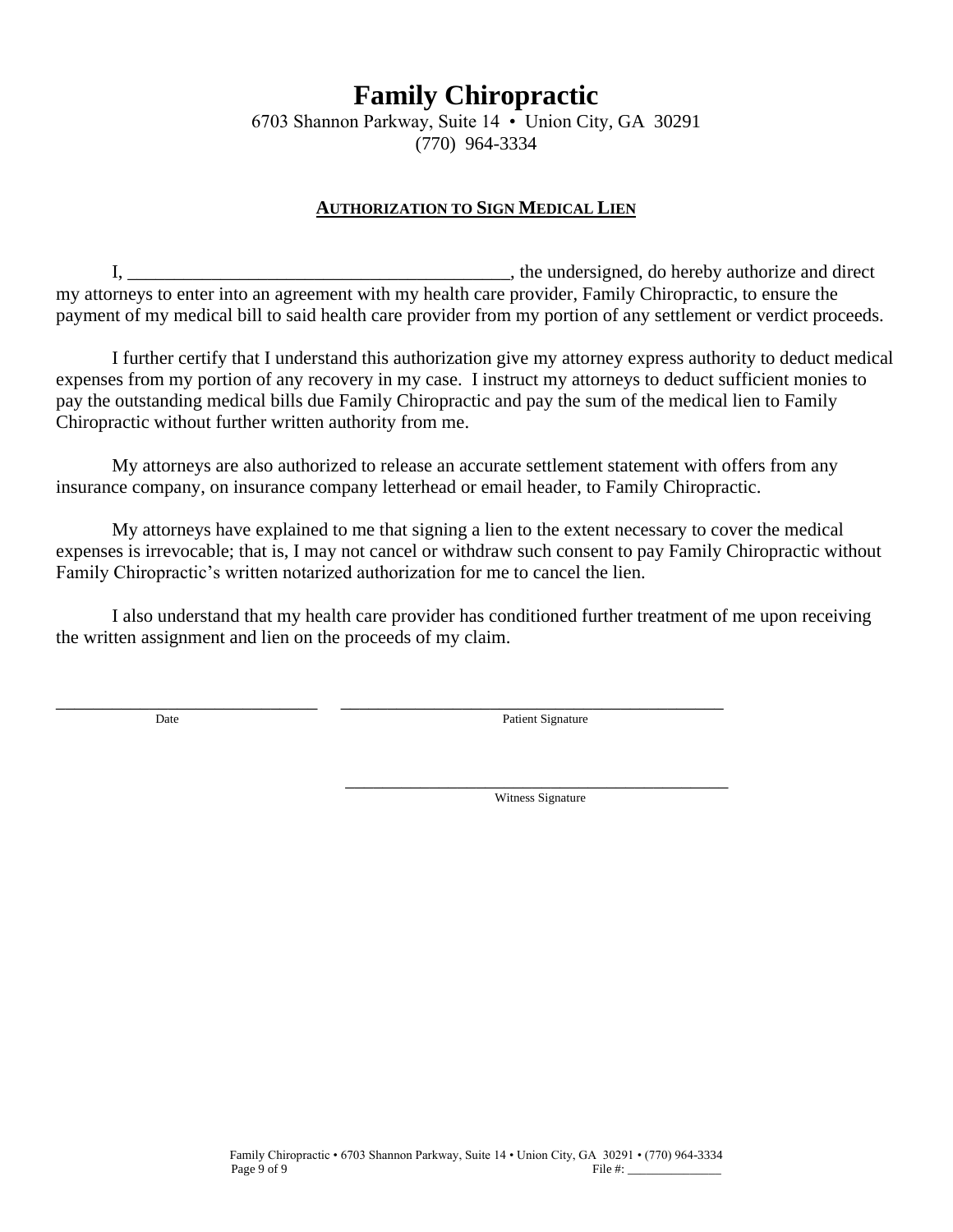# Family Chiropractic

6703 Shannon Parkway, Suite 14 • Union City, GA 30291
(770) 964-3334

## AUTHORIZATION TO SIGN MEDICAL LIEN

I, ________________________________________, the undersigned, do hereby authorize and direct my attorneys to enter into an agreement with my health care provider, Family Chiropractic, to ensure the payment of my medical bill to said health care provider from my portion of any settlement or verdict proceeds.

I further certify that I understand this authorization give my attorney express authority to deduct medical expenses from my portion of any recovery in my case. I instruct my attorneys to deduct sufficient monies to pay the outstanding medical bills due Family Chiropractic and pay the sum of the medical lien to Family Chiropractic without further written authority from me.

My attorneys are also authorized to release an accurate settlement statement with offers from any insurance company, on insurance company letterhead or email header, to Family Chiropractic.

My attorneys have explained to me that signing a lien to the extent necessary to cover the medical expenses is irrevocable; that is, I may not cancel or withdraw such consent to pay Family Chiropractic without Family Chiropractic's written notarized authorization for me to cancel the lien.

I also understand that my health care provider has conditioned further treatment of me upon receiving the written assignment and lien on the proceeds of my claim.

______________________________ ____________________________________________
Date Patient Signature

____________________________________________
Witness Signature

File #: _______________